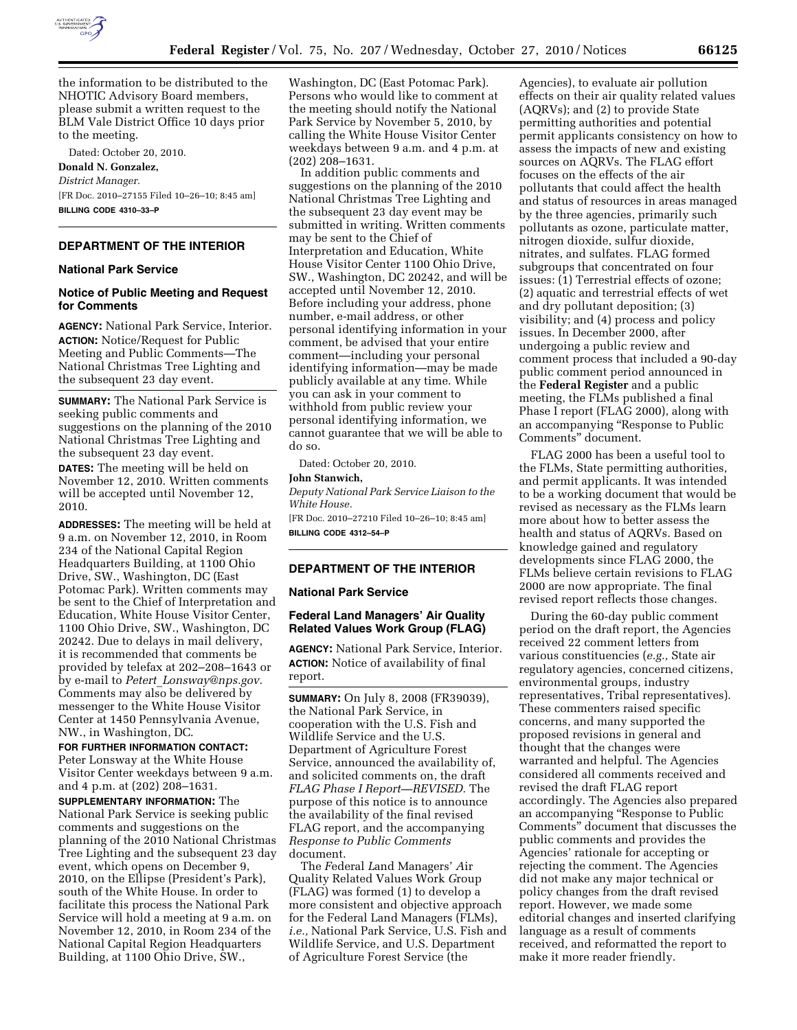the information to be distributed to the NHOTIC Advisory Board members, please submit a written request to the BLM Vale District Office 10 days prior to the meeting.

Dated: October 20, 2010.

**Donald N. Gonzalez,**

*District Manager.*

[FR Doc. 2010–27155 Filed 10–26–10; 8:45 am]

**BILLING CODE 4310–33–P**

## DEPARTMENT OF THE INTERIOR

### National Park Service

### Notice of Public Meeting and Request for Comments

**AGENCY:** National Park Service, Interior.

**ACTION:** Notice/Request for Public Meeting and Public Comments—The National Christmas Tree Lighting and the subsequent 23 day event.

**SUMMARY:** The National Park Service is seeking public comments and suggestions on the planning of the 2010 National Christmas Tree Lighting and the subsequent 23 day event.

**DATES:** The meeting will be held on November 12, 2010. Written comments will be accepted until November 12, 2010.

**ADDRESSES:** The meeting will be held at 9 a.m. on November 12, 2010, in Room 234 of the National Capital Region Headquarters Building, at 1100 Ohio Drive, SW., Washington, DC (East Potomac Park). Written comments may be sent to the Chief of Interpretation and Education, White House Visitor Center, 1100 Ohio Drive, SW., Washington, DC 20242. Due to delays in mail delivery, it is recommended that comments be provided by telefax at 202–208–1643 or by e-mail to *Petert_Lonsway@nps.gov*. Comments may also be delivered by messenger to the White House Visitor Center at 1450 Pennsylvania Avenue, NW., in Washington, DC.

**FOR FURTHER INFORMATION CONTACT:** Peter Lonsway at the White House Visitor Center weekdays between 9 a.m. and 4 p.m. at (202) 208–1631.

**SUPPLEMENTARY INFORMATION:** The National Park Service is seeking public comments and suggestions on the planning of the 2010 National Christmas Tree Lighting and the subsequent 23 day event, which opens on December 9, 2010, on the Ellipse (President's Park), south of the White House. In order to facilitate this process the National Park Service will hold a meeting at 9 a.m. on November 12, 2010, in Room 234 of the National Capital Region Headquarters Building, at 1100 Ohio Drive, SW., Washington, DC (East Potomac Park). Persons who would like to comment at the meeting should notify the National Park Service by November 5, 2010, by calling the White House Visitor Center weekdays between 9 a.m. and 4 p.m. at (202) 208–1631.

In addition public comments and suggestions on the planning of the 2010 National Christmas Tree Lighting and the subsequent 23 day event may be submitted in writing. Written comments may be sent to the Chief of Interpretation and Education, White House Visitor Center 1100 Ohio Drive, SW., Washington, DC 20242, and will be accepted until November 12, 2010. Before including your address, phone number, e-mail address, or other personal identifying information in your comment, be advised that your entire comment—including your personal identifying information—may be made publicly available at any time. While you can ask in your comment to withhold from public review your personal identifying information, we cannot guarantee that we will be able to do so.

Dated: October 20, 2010.

**John Stanwich,**

*Deputy National Park Service Liaison to the White House.*

[FR Doc. 2010–27210 Filed 10–26–10; 8:45 am]

**BILLING CODE 4312–54–P**

## DEPARTMENT OF THE INTERIOR

### National Park Service

### Federal Land Managers' Air Quality Related Values Work Group (FLAG)

**AGENCY:** National Park Service, Interior.

**ACTION:** Notice of availability of final report.

**SUMMARY:** On July 8, 2008 (FR39039), the National Park Service, in cooperation with the U.S. Fish and Wildlife Service and the U.S. Department of Agriculture Forest Service, announced the availability of, and solicited comments on, the draft *FLAG Phase I Report—REVISED*. The purpose of this notice is to announce the availability of the final revised FLAG report, and the accompanying *Response to Public Comments* document.

The *F*ederal *L*and Managers' *A*ir Quality Related Values Work *G*roup (FLAG) was formed (1) to develop a more consistent and objective approach for the Federal Land Managers (FLMs), *i.e.,* National Park Service, U.S. Fish and Wildlife Service, and U.S. Department of Agriculture Forest Service (the Agencies), to evaluate air pollution effects on their air quality related values (AQRVs); and (2) to provide State permitting authorities and potential permit applicants consistency on how to assess the impacts of new and existing sources on AQRVs. The FLAG effort focuses on the effects of the air pollutants that could affect the health and status of resources in areas managed by the three agencies, primarily such pollutants as ozone, particulate matter, nitrogen dioxide, sulfur dioxide, nitrates, and sulfates. FLAG formed subgroups that concentrated on four issues: (1) Terrestrial effects of ozone; (2) aquatic and terrestrial effects of wet and dry pollutant deposition; (3) visibility; and (4) process and policy issues. In December 2000, after undergoing a public review and comment process that included a 90-day public comment period announced in the **Federal Register** and a public meeting, the FLMs published a final Phase I report (FLAG 2000), along with an accompanying "Response to Public Comments" document.

FLAG 2000 has been a useful tool to the FLMs, State permitting authorities, and permit applicants. It was intended to be a working document that would be revised as necessary as the FLMs learn more about how to better assess the health and status of AQRVs. Based on knowledge gained and regulatory developments since FLAG 2000, the FLMs believe certain revisions to FLAG 2000 are now appropriate. The final revised report reflects those changes.

During the 60-day public comment period on the draft report, the Agencies received 22 comment letters from various constituencies (*e.g.,* State air regulatory agencies, concerned citizens, environmental groups, industry representatives, Tribal representatives). These commenters raised specific concerns, and many supported the proposed revisions in general and thought that the changes were warranted and helpful. The Agencies considered all comments received and revised the draft FLAG report accordingly. The Agencies also prepared an accompanying "Response to Public Comments" document that discusses the public comments and provides the Agencies' rationale for accepting or rejecting the comment. The Agencies did not make any major technical or policy changes from the draft revised report. However, we made some editorial changes and inserted clarifying language as a result of comments received, and reformatted the report to make it more reader friendly.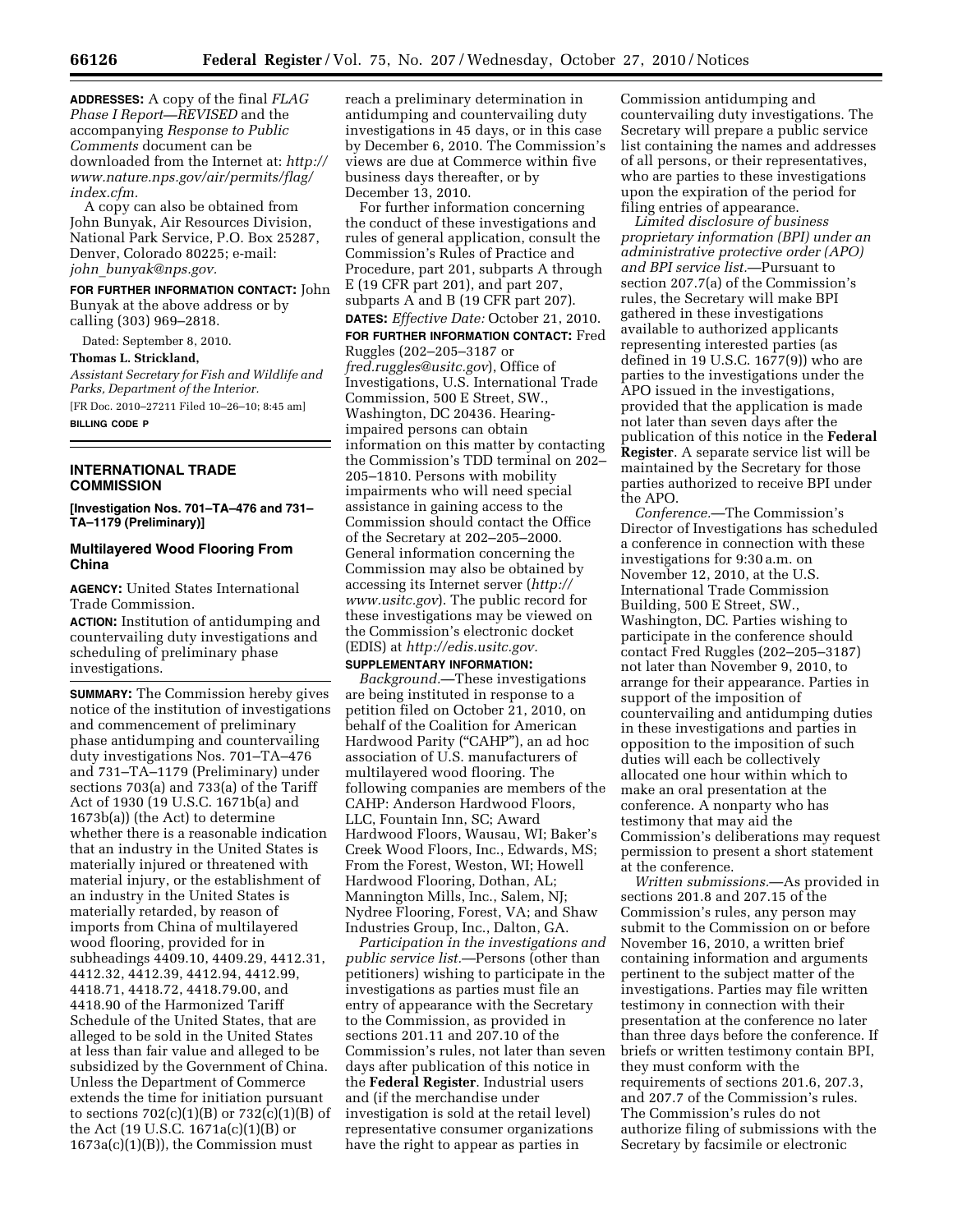**ADDRESSES:** A copy of the final *FLAG Phase I Report—REVISED* and the accompanying *Response to Public Comments* document can be downloaded from the Internet at: *http://www.nature.nps.gov/air/permits/flag/index.cfm.*

A copy can also be obtained from John Bunyak, Air Resources Division, National Park Service, P.O. Box 25287, Denver, Colorado 80225; e-mail: *john_bunyak@nps.gov.*

**FOR FURTHER INFORMATION CONTACT:** John Bunyak at the above address or by calling (303) 969–2818.

Dated: September 8, 2010.

**Thomas L. Strickland,**

*Assistant Secretary for Fish and Wildlife and Parks, Department of the Interior.*

[FR Doc. 2010–27211 Filed 10–26–10; 8:45 am]

**BILLING CODE P**

---

## INTERNATIONAL TRADE COMMISSION

**[Investigation Nos. 701–TA–476 and 731–TA–1179 (Preliminary)]**

### Multilayered Wood Flooring From China

**AGENCY:** United States International Trade Commission.

**ACTION:** Institution of antidumping and countervailing duty investigations and scheduling of preliminary phase investigations.

**SUMMARY:** The Commission hereby gives notice of the institution of investigations and commencement of preliminary phase antidumping and countervailing duty investigations Nos. 701–TA–476 and 731–TA–1179 (Preliminary) under sections 703(a) and 733(a) of the Tariff Act of 1930 (19 U.S.C. 1671b(a) and 1673b(a)) (the Act) to determine whether there is a reasonable indication that an industry in the United States is materially injured or threatened with material injury, or the establishment of an industry in the United States is materially retarded, by reason of imports from China of multilayered wood flooring, provided for in subheadings 4409.10, 4409.29, 4412.31, 4412.32, 4412.39, 4412.94, 4412.99, 4418.71, 4418.72, 4418.79.00, and 4418.90 of the Harmonized Tariff Schedule of the United States, that are alleged to be sold in the United States at less than fair value and alleged to be subsidized by the Government of China. Unless the Department of Commerce extends the time for initiation pursuant to sections 702(c)(1)(B) or 732(c)(1)(B) of the Act (19 U.S.C. 1671a(c)(1)(B) or 1673a(c)(1)(B)), the Commission must reach a preliminary determination in antidumping and countervailing duty investigations in 45 days, or in this case by December 6, 2010. The Commission's views are due at Commerce within five business days thereafter, or by December 13, 2010.

For further information concerning the conduct of these investigations and rules of general application, consult the Commission's Rules of Practice and Procedure, part 201, subparts A through E (19 CFR part 201), and part 207, subparts A and B (19 CFR part 207).

**DATES:** *Effective Date:* October 21, 2010.

**FOR FURTHER INFORMATION CONTACT:** Fred Ruggles (202–205–3187 or *fred.ruggles@usitc.gov*), Office of Investigations, U.S. International Trade Commission, 500 E Street, SW., Washington, DC 20436. Hearing-impaired persons can obtain information on this matter by contacting the Commission's TDD terminal on 202–205–1810. Persons with mobility impairments who will need special assistance in gaining access to the Commission should contact the Office of the Secretary at 202–205–2000. General information concerning the Commission may also be obtained by accessing its Internet server (*http://www.usitc.gov*). The public record for these investigations may be viewed on the Commission's electronic docket (EDIS) at *http://edis.usitc.gov.*

**SUPPLEMENTARY INFORMATION:**

*Background.*—These investigations are being instituted in response to a petition filed on October 21, 2010, on behalf of the Coalition for American Hardwood Parity ("CAHP"), an ad hoc association of U.S. manufacturers of multilayered wood flooring. The following companies are members of the CAHP: Anderson Hardwood Floors, LLC, Fountain Inn, SC; Award Hardwood Floors, Wausau, WI; Baker's Creek Wood Floors, Inc., Edwards, MS; From the Forest, Weston, WI; Howell Hardwood Flooring, Dothan, AL; Mannington Mills, Inc., Salem, NJ; Nydree Flooring, Forest, VA; and Shaw Industries Group, Inc., Dalton, GA.

*Participation in the investigations and public service list.*—Persons (other than petitioners) wishing to participate in the investigations as parties must file an entry of appearance with the Secretary to the Commission, as provided in sections 201.11 and 207.10 of the Commission's rules, not later than seven days after publication of this notice in the **Federal Register**. Industrial users and (if the merchandise under investigation is sold at the retail level) representative consumer organizations have the right to appear as parties in Commission antidumping and countervailing duty investigations. The Secretary will prepare a public service list containing the names and addresses of all persons, or their representatives, who are parties to these investigations upon the expiration of the period for filing entries of appearance.

*Limited disclosure of business proprietary information (BPI) under an administrative protective order (APO) and BPI service list.*—Pursuant to section 207.7(a) of the Commission's rules, the Secretary will make BPI gathered in these investigations available to authorized applicants representing interested parties (as defined in 19 U.S.C. 1677(9)) who are parties to the investigations under the APO issued in the investigations, provided that the application is made not later than seven days after the publication of this notice in the **Federal Register**. A separate service list will be maintained by the Secretary for those parties authorized to receive BPI under the APO.

*Conference.*—The Commission's Director of Investigations has scheduled a conference in connection with these investigations for 9:30 a.m. on November 12, 2010, at the U.S. International Trade Commission Building, 500 E Street, SW., Washington, DC. Parties wishing to participate in the conference should contact Fred Ruggles (202–205–3187) not later than November 9, 2010, to arrange for their appearance. Parties in support of the imposition of countervailing and antidumping duties in these investigations and parties in opposition to the imposition of such duties will each be collectively allocated one hour within which to make an oral presentation at the conference. A nonparty who has testimony that may aid the Commission's deliberations may request permission to present a short statement at the conference.

*Written submissions.*—As provided in sections 201.8 and 207.15 of the Commission's rules, any person may submit to the Commission on or before November 16, 2010, a written brief containing information and arguments pertinent to the subject matter of the investigations. Parties may file written testimony in connection with their presentation at the conference no later than three days before the conference. If briefs or written testimony contain BPI, they must conform with the requirements of sections 201.6, 207.3, and 207.7 of the Commission's rules. The Commission's rules do not authorize filing of submissions with the Secretary by facsimile or electronic